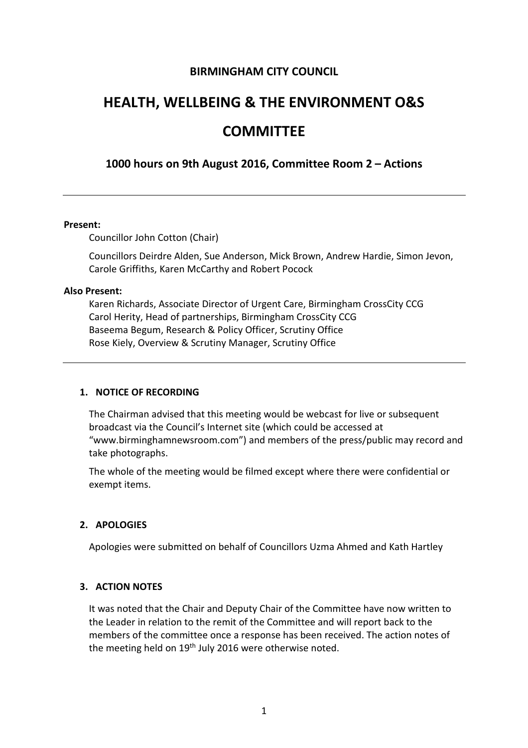**BIRMINGHAM CITY COUNCIL**

# HEALTH, WELLBEING & THE ENVIRONMENT O&S COMMITTEE

## 1000 hours on 9th August 2016, Committee Room 2 – Actions

---

**Present:**

Councillor John Cotton (Chair)

Councillors Deirdre Alden, Sue Anderson, Mick Brown, Andrew Hardie, Simon Jevon, Carole Griffiths, Karen McCarthy and Robert Pocock

**Also Present:**

Karen Richards, Associate Director of Urgent Care, Birmingham CrossCity CCG
Carol Herity, Head of partnerships, Birmingham CrossCity CCG
Baseema Begum, Research & Policy Officer, Scrutiny Office
Rose Kiely, Overview & Scrutiny Manager, Scrutiny Office

---

### 1. NOTICE OF RECORDING

The Chairman advised that this meeting would be webcast for live or subsequent broadcast via the Council's Internet site (which could be accessed at "www.birminghamnewsroom.com") and members of the press/public may record and take photographs.

The whole of the meeting would be filmed except where there were confidential or exempt items.

### 2. APOLOGIES

Apologies were submitted on behalf of Councillors Uzma Ahmed and Kath Hartley

### 3. ACTION NOTES

It was noted that the Chair and Deputy Chair of the Committee have now written to the Leader in relation to the remit of the Committee and will report back to the members of the committee once a response has been received. The action notes of the meeting held on 19th July 2016 were otherwise noted.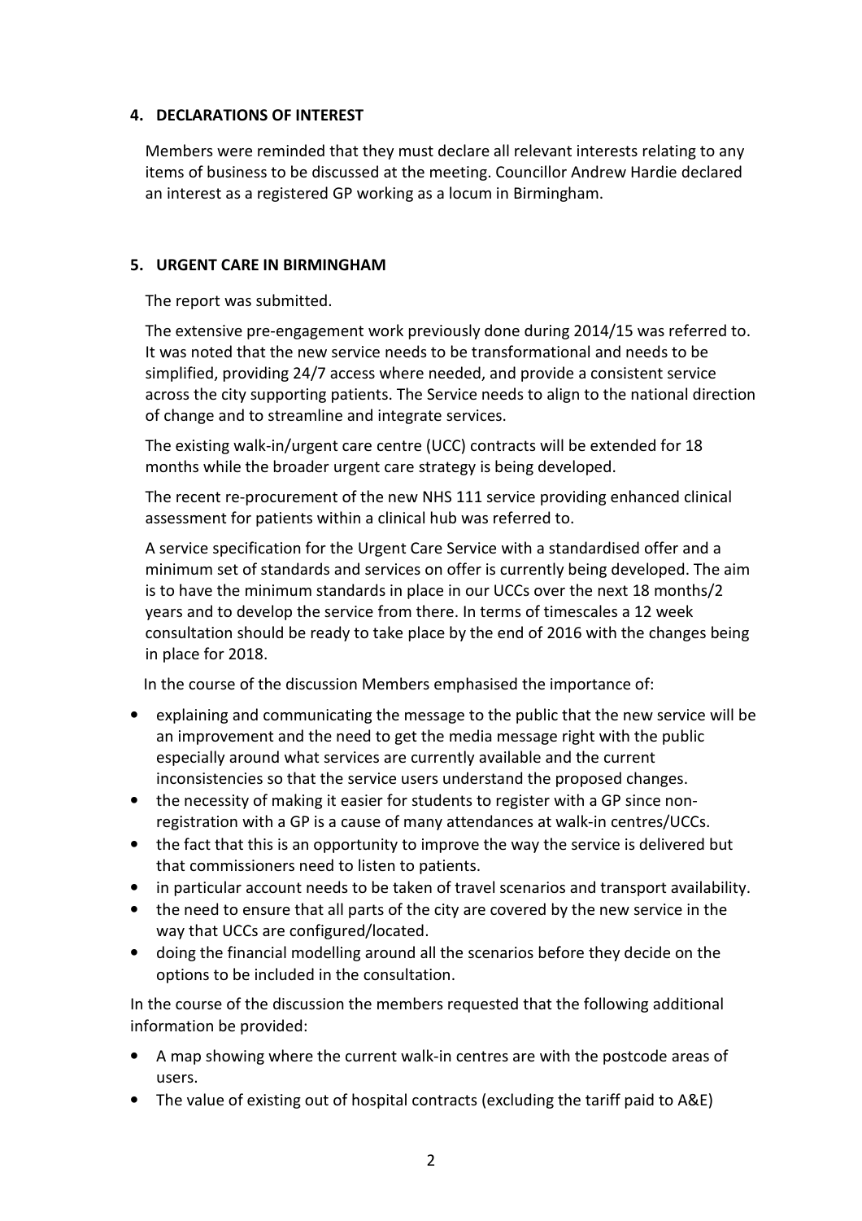## 4. DECLARATIONS OF INTEREST

Members were reminded that they must declare all relevant interests relating to any items of business to be discussed at the meeting. Councillor Andrew Hardie declared an interest as a registered GP working as a locum in Birmingham.

## 5. URGENT CARE IN BIRMINGHAM

The report was submitted.

The extensive pre-engagement work previously done during 2014/15 was referred to. It was noted that the new service needs to be transformational and needs to be simplified, providing 24/7 access where needed, and provide a consistent service across the city supporting patients. The Service needs to align to the national direction of change and to streamline and integrate services.

The existing walk-in/urgent care centre (UCC) contracts will be extended for 18 months while the broader urgent care strategy is being developed.

The recent re-procurement of the new NHS 111 service providing enhanced clinical assessment for patients within a clinical hub was referred to.

A service specification for the Urgent Care Service with a standardised offer and a minimum set of standards and services on offer is currently being developed. The aim is to have the minimum standards in place in our UCCs over the next 18 months/2 years and to develop the service from there. In terms of timescales a 12 week consultation should be ready to take place by the end of 2016 with the changes being in place for 2018.

In the course of the discussion Members emphasised the importance of:

- explaining and communicating the message to the public that the new service will be an improvement and the need to get the media message right with the public especially around what services are currently available and the current inconsistencies so that the service users understand the proposed changes.
- the necessity of making it easier for students to register with a GP since non-registration with a GP is a cause of many attendances at walk-in centres/UCCs.
- the fact that this is an opportunity to improve the way the service is delivered but that commissioners need to listen to patients.
- in particular account needs to be taken of travel scenarios and transport availability.
- the need to ensure that all parts of the city are covered by the new service in the way that UCCs are configured/located.
- doing the financial modelling around all the scenarios before they decide on the options to be included in the consultation.

In the course of the discussion the members requested that the following additional information be provided:

- A map showing where the current walk-in centres are with the postcode areas of users.
- The value of existing out of hospital contracts (excluding the tariff paid to A&E)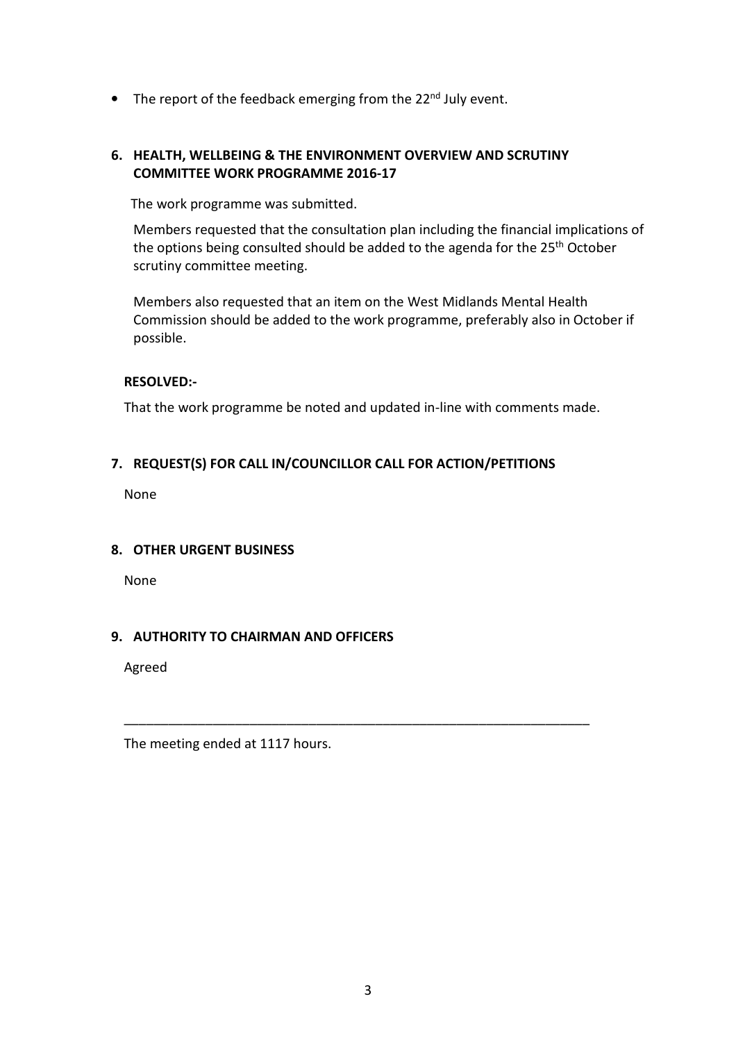- The report of the feedback emerging from the 22nd July event.

**6. HEALTH, WELLBEING & THE ENVIRONMENT OVERVIEW AND SCRUTINY COMMITTEE WORK PROGRAMME 2016-17**

The work programme was submitted.

Members requested that the consultation plan including the financial implications of the options being consulted should be added to the agenda for the 25th October scrutiny committee meeting.

Members also requested that an item on the West Midlands Mental Health Commission should be added to the work programme, preferably also in October if possible.

**RESOLVED:-**

That the work programme be noted and updated in-line with comments made.

**7. REQUEST(S) FOR CALL IN/COUNCILLOR CALL FOR ACTION/PETITIONS**

None

**8. OTHER URGENT BUSINESS**

None

**9. AUTHORITY TO CHAIRMAN AND OFFICERS**

Agreed

---

The meeting ended at 1117 hours.